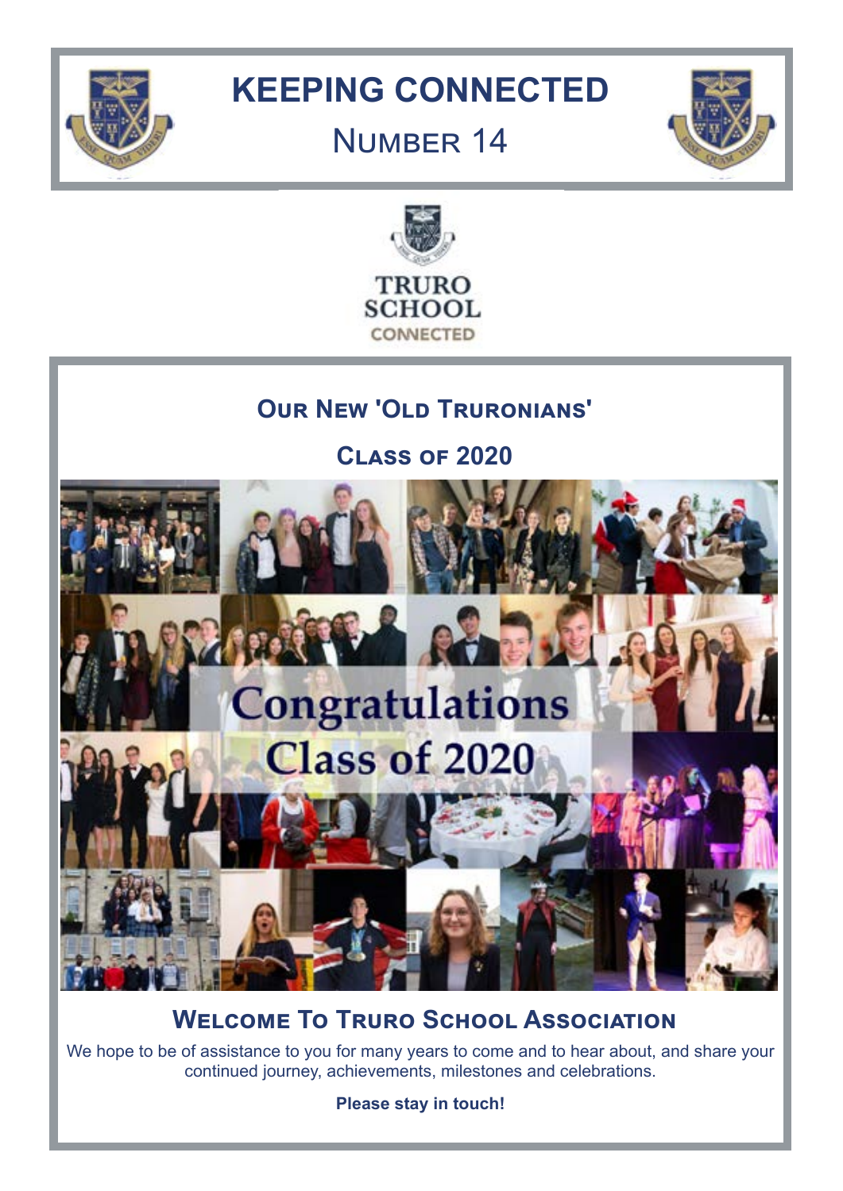# KEEPING CONNECTED

## Number 14

TRURO SCHOOL CONNECTED

## Our New 'Old Truronians'

## Class of 2020

Congratulations Class of 2020

## Welcome To Truro School Association

We hope to be of assistance to you for many years to come and to hear about, and share your continued journey, achievements, milestones and celebrations.

**Please stay in touch!**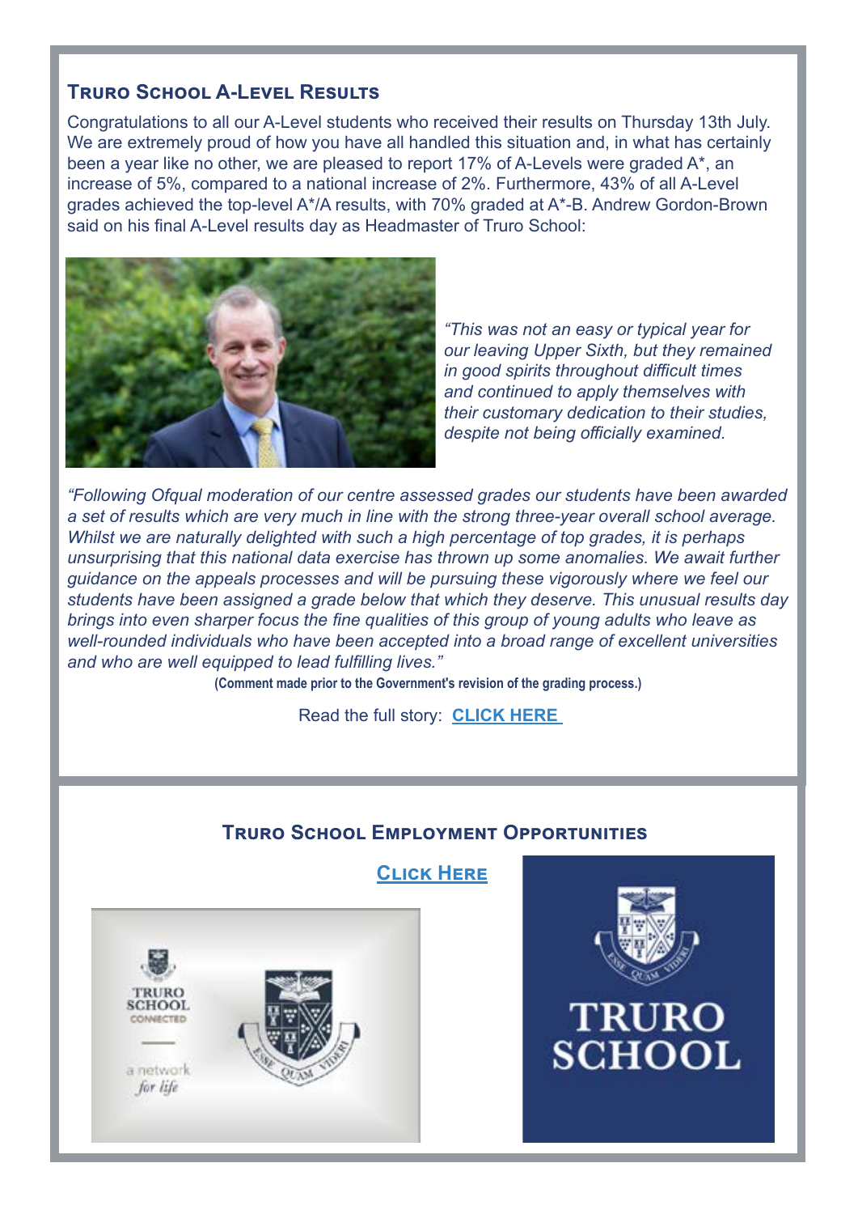## Truro School A-Level Results

Congratulations to all our A-Level students who received their results on Thursday 13th July. We are extremely proud of how you have all handled this situation and, in what has certainly been a year like no other, we are pleased to report 17% of A-Levels were graded A*, an increase of 5%, compared to a national increase of 2%. Furthermore, 43% of all A-Level grades achieved the top-level A*/A results, with 70% graded at A*-B. Andrew Gordon-Brown said on his final A-Level results day as Headmaster of Truro School:

*"This was not an easy or typical year for our leaving Upper Sixth, but they remained in good spirits throughout difficult times and continued to apply themselves with their customary dedication to their studies, despite not being officially examined.*

*"Following Ofqual moderation of our centre assessed grades our students have been awarded a set of results which are very much in line with the strong three-year overall school average. Whilst we are naturally delighted with such a high percentage of top grades, it is perhaps unsurprising that this national data exercise has thrown up some anomalies. We await further guidance on the appeals processes and will be pursuing these vigorously where we feel our students have been assigned a grade below that which they deserve. This unusual results day brings into even sharper focus the fine qualities of this group of young adults who leave as well-rounded individuals who have been accepted into a broad range of excellent universities and who are well equipped to lead fulfilling lives."*

**(Comment made prior to the Government's revision of the grading process.)**

Read the full story: **CLICK HERE**

## Truro School Employment Opportunities

**Click Here**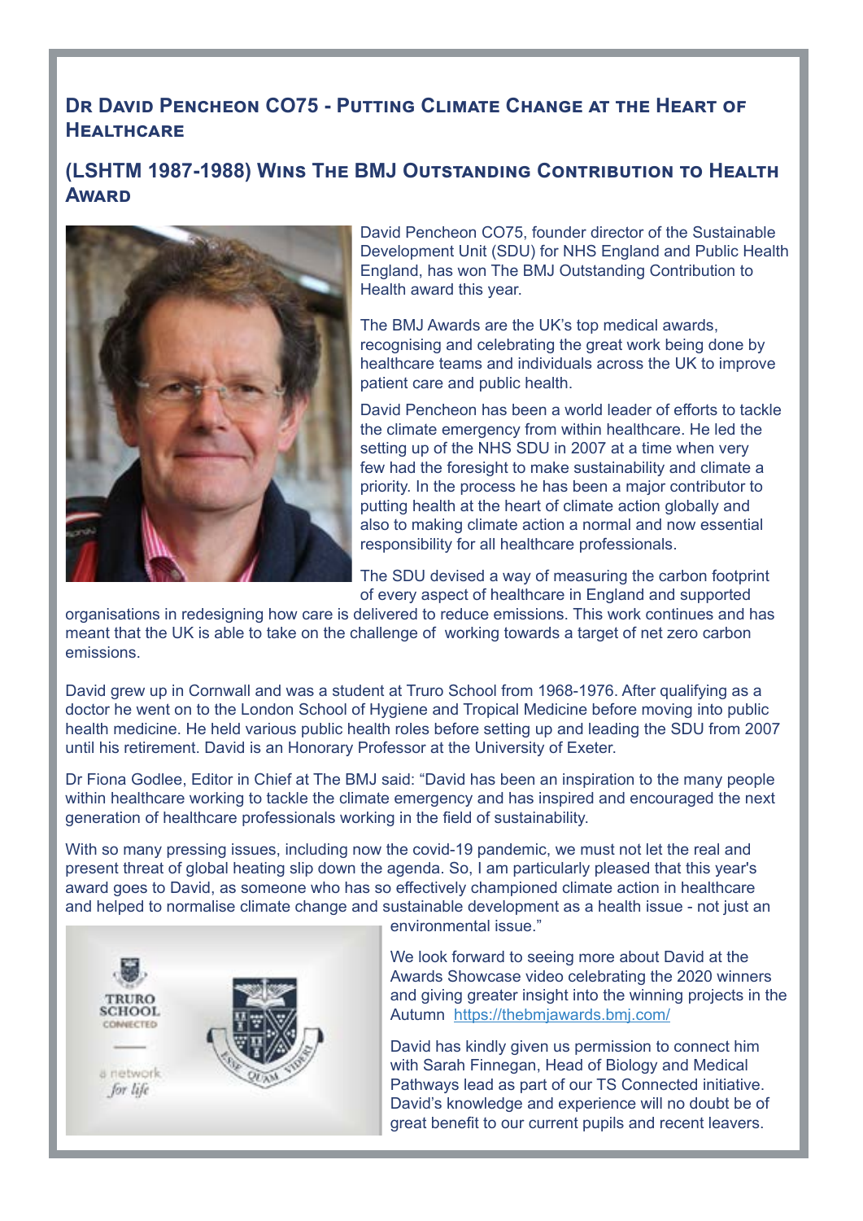## Dr David Pencheon CO75 - Putting Climate Change at the Heart of Healthcare

## (LSHTM 1987-1988) Wins The BMJ Outstanding Contribution to Health Award

David Pencheon CO75, founder director of the Sustainable Development Unit (SDU) for NHS England and Public Health England, has won The BMJ Outstanding Contribution to Health award this year.

The BMJ Awards are the UK's top medical awards, recognising and celebrating the great work being done by healthcare teams and individuals across the UK to improve patient care and public health.

David Pencheon has been a world leader of efforts to tackle the climate emergency from within healthcare. He led the setting up of the NHS SDU in 2007 at a time when very few had the foresight to make sustainability and climate a priority. In the process he has been a major contributor to putting health at the heart of climate action globally and also to making climate action a normal and now essential responsibility for all healthcare professionals.

The SDU devised a way of measuring the carbon footprint of every aspect of healthcare in England and supported organisations in redesigning how care is delivered to reduce emissions. This work continues and has meant that the UK is able to take on the challenge of working towards a target of net zero carbon emissions.

David grew up in Cornwall and was a student at Truro School from 1968-1976. After qualifying as a doctor he went on to the London School of Hygiene and Tropical Medicine before moving into public health medicine. He held various public health roles before setting up and leading the SDU from 2007 until his retirement. David is an Honorary Professor at the University of Exeter.

Dr Fiona Godlee, Editor in Chief at The BMJ said: "David has been an inspiration to the many people within healthcare working to tackle the climate emergency and has inspired and encouraged the next generation of healthcare professionals working in the field of sustainability.

With so many pressing issues, including now the covid-19 pandemic, we must not let the real and present threat of global heating slip down the agenda. So, I am particularly pleased that this year's award goes to David, as someone who has so effectively championed climate action in healthcare and helped to normalise climate change and sustainable development as a health issue - not just an environmental issue."

We look forward to seeing more about David at the Awards Showcase video celebrating the 2020 winners and giving greater insight into the winning projects in the Autumn https://thebmjawards.bmj.com/

David has kindly given us permission to connect him with Sarah Finnegan, Head of Biology and Medical Pathways lead as part of our TS Connected initiative. David's knowledge and experience will no doubt be of great benefit to our current pupils and recent leavers.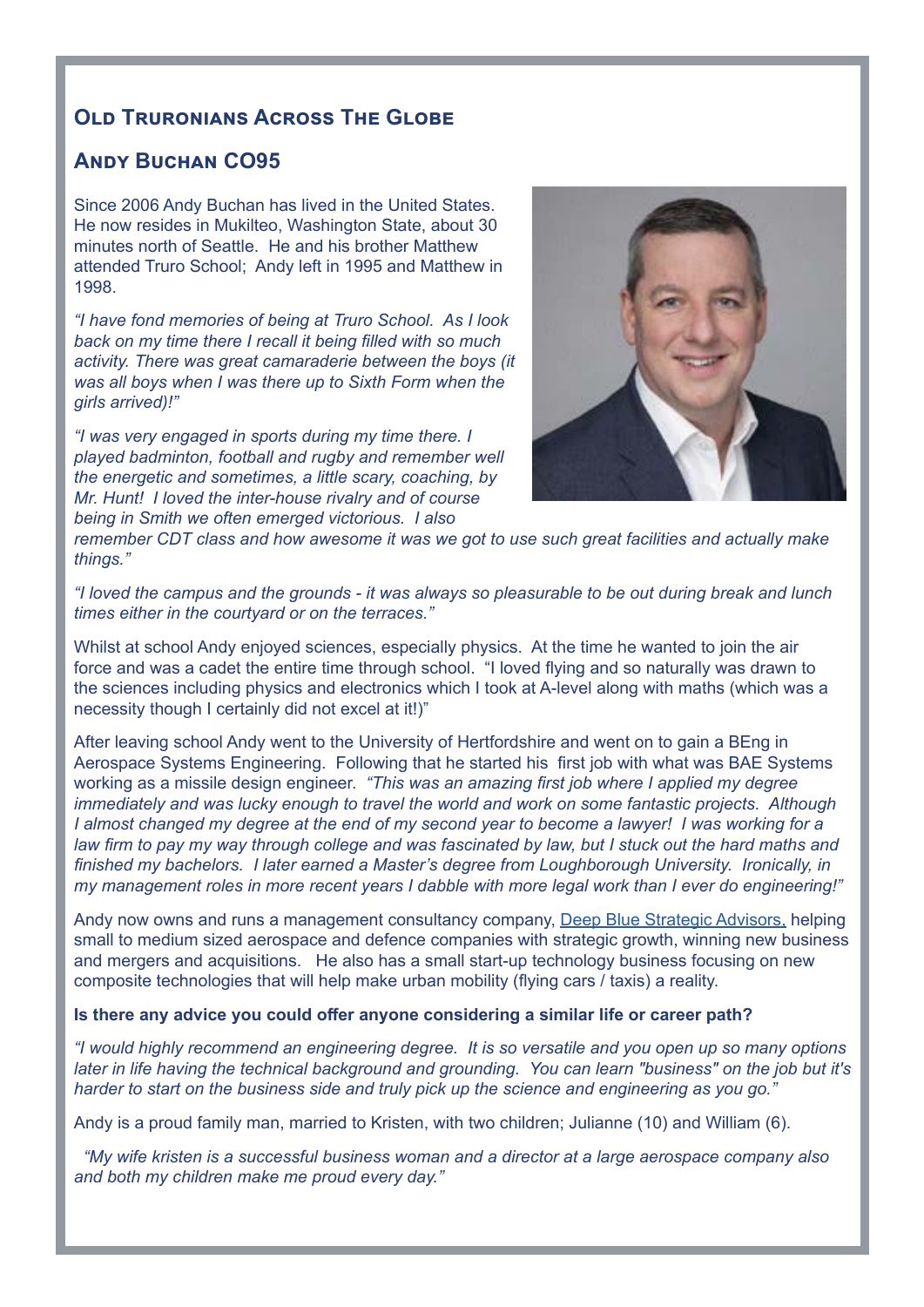## Old Truronians Across The Globe

## Andy Buchan CO95

Since 2006 Andy Buchan has lived in the United States. He now resides in Mukilteo, Washington State, about 30 minutes north of Seattle. He and his brother Matthew attended Truro School; Andy left in 1995 and Matthew in 1998.

*"I have fond memories of being at Truro School. As I look back on my time there I recall it being filled with so much activity. There was great camaraderie between the boys (it was all boys when I was there up to Sixth Form when the girls arrived)!"*

*"I was very engaged in sports during my time there. I played badminton, football and rugby and remember well the energetic and sometimes, a little scary, coaching, by Mr. Hunt! I loved the inter-house rivalry and of course being in Smith we often emerged victorious. I also remember CDT class and how awesome it was we got to use such great facilities and actually make things."*

*"I loved the campus and the grounds - it was always so pleasurable to be out during break and lunch times either in the courtyard or on the terraces."*

Whilst at school Andy enjoyed sciences, especially physics. At the time he wanted to join the air force and was a cadet the entire time through school. "I loved flying and so naturally was drawn to the sciences including physics and electronics which I took at A-level along with maths (which was a necessity though I certainly did not excel at it!)"

After leaving school Andy went to the University of Hertfordshire and went on to gain a BEng in Aerospace Systems Engineering. Following that he started his first job with what was BAE Systems working as a missile design engineer. *"This was an amazing first job where I applied my degree immediately and was lucky enough to travel the world and work on some fantastic projects. Although I almost changed my degree at the end of my second year to become a lawyer! I was working for a law firm to pay my way through college and was fascinated by law, but I stuck out the hard maths and finished my bachelors. I later earned a Master's degree from Loughborough University. Ironically, in my management roles in more recent years I dabble with more legal work than I ever do engineering!"*

Andy now owns and runs a management consultancy company, Deep Blue Strategic Advisors, helping small to medium sized aerospace and defence companies with strategic growth, winning new business and mergers and acquisitions. He also has a small start-up technology business focusing on new composite technologies that will help make urban mobility (flying cars / taxis) a reality.

**Is there any advice you could offer anyone considering a similar life or career path?**

*"I would highly recommend an engineering degree. It is so versatile and you open up so many options later in life having the technical background and grounding. You can learn "business" on the job but it's harder to start on the business side and truly pick up the science and engineering as you go."*

Andy is a proud family man, married to Kristen, with two children; Julianne (10) and William (6).

*"My wife kristen is a successful business woman and a director at a large aerospace company also and both my children make me proud every day."*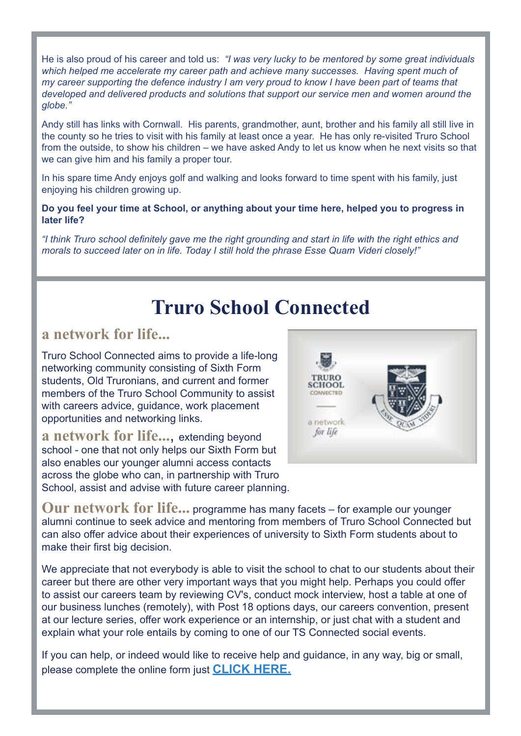He is also proud of his career and told us: *"I was very lucky to be mentored by some great individuals which helped me accelerate my career path and achieve many successes. Having spent much of my career supporting the defence industry I am very proud to know I have been part of teams that developed and delivered products and solutions that support our service men and women around the globe."*

Andy still has links with Cornwall. His parents, grandmother, aunt, brother and his family all still live in the county so he tries to visit with his family at least once a year. He has only re-visited Truro School from the outside, to show his children – we have asked Andy to let us know when he next visits so that we can give him and his family a proper tour.

In his spare time Andy enjoys golf and walking and looks forward to time spent with his family, just enjoying his children growing up.

**Do you feel your time at School, or anything about your time here, helped you to progress in later life?**

*"I think Truro school definitely gave me the right grounding and start in life with the right ethics and morals to succeed later on in life. Today I still hold the phrase Esse Quam Videri closely!"*

# Truro School Connected

## a network for life...

Truro School Connected aims to provide a life-long networking community consisting of Sixth Form students, Old Truronians, and current and former members of the Truro School Community to assist with careers advice, guidance, work placement opportunities and networking links.

**a network for life...**, extending beyond school - one that not only helps our Sixth Form but also enables our younger alumni access contacts across the globe who can, in partnership with Truro School, assist and advise with future career planning.

**Our network for life...** programme has many facets – for example our younger alumni continue to seek advice and mentoring from members of Truro School Connected but can also offer advice about their experiences of university to Sixth Form students about to make their first big decision.

We appreciate that not everybody is able to visit the school to chat to our students about their career but there are other very important ways that you might help. Perhaps you could offer to assist our careers team by reviewing CV's, conduct mock interview, host a table at one of our business lunches (remotely), with Post 18 options days, our careers convention, present at our lecture series, offer work experience or an internship, or just chat with a student and explain what your role entails by coming to one of our TS Connected social events.

If you can help, or indeed would like to receive help and guidance, in any way, big or small, please complete the online form just **CLICK HERE.**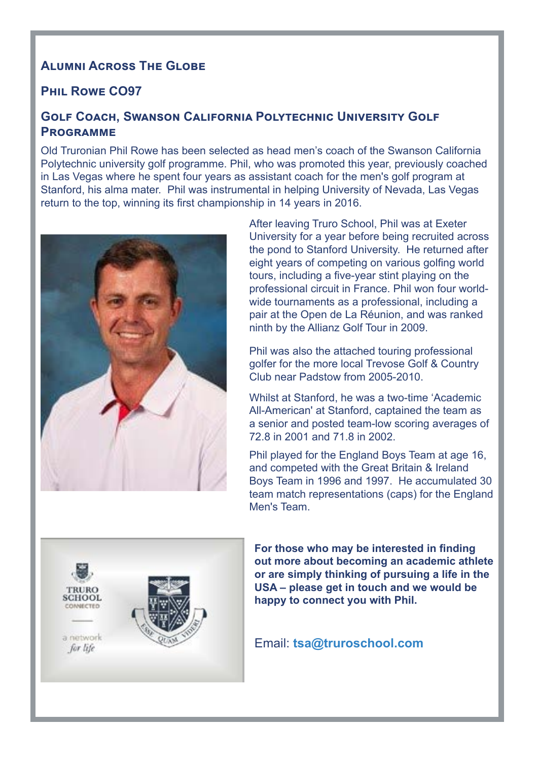## Alumni Across The Globe

### Phil Rowe CO97

### Golf Coach, Swanson California Polytechnic University Golf Programme

Old Truronian Phil Rowe has been selected as head men's coach of the Swanson California Polytechnic university golf programme. Phil, who was promoted this year, previously coached in Las Vegas where he spent four years as assistant coach for the men's golf program at Stanford, his alma mater. Phil was instrumental in helping University of Nevada, Las Vegas return to the top, winning its first championship in 14 years in 2016.

After leaving Truro School, Phil was at Exeter University for a year before being recruited across the pond to Stanford University. He returned after eight years of competing on various golfing world tours, including a five-year stint playing on the professional circuit in France. Phil won four world-wide tournaments as a professional, including a pair at the Open de La Réunion, and was ranked ninth by the Allianz Golf Tour in 2009.

Phil was also the attached touring professional golfer for the more local Trevose Golf & Country Club near Padstow from 2005-2010.

Whilst at Stanford, he was a two-time 'Academic All-American' at Stanford, captained the team as a senior and posted team-low scoring averages of 72.8 in 2001 and 71.8 in 2002.

Phil played for the England Boys Team at age 16, and competed with the Great Britain & Ireland Boys Team in 1996 and 1997. He accumulated 30 team match representations (caps) for the England Men's Team.

**For those who may be interested in finding out more about becoming an academic athlete or are simply thinking of pursuing a life in the USA – please get in touch and we would be happy to connect you with Phil.**

Email: **tsa@truroschool.com**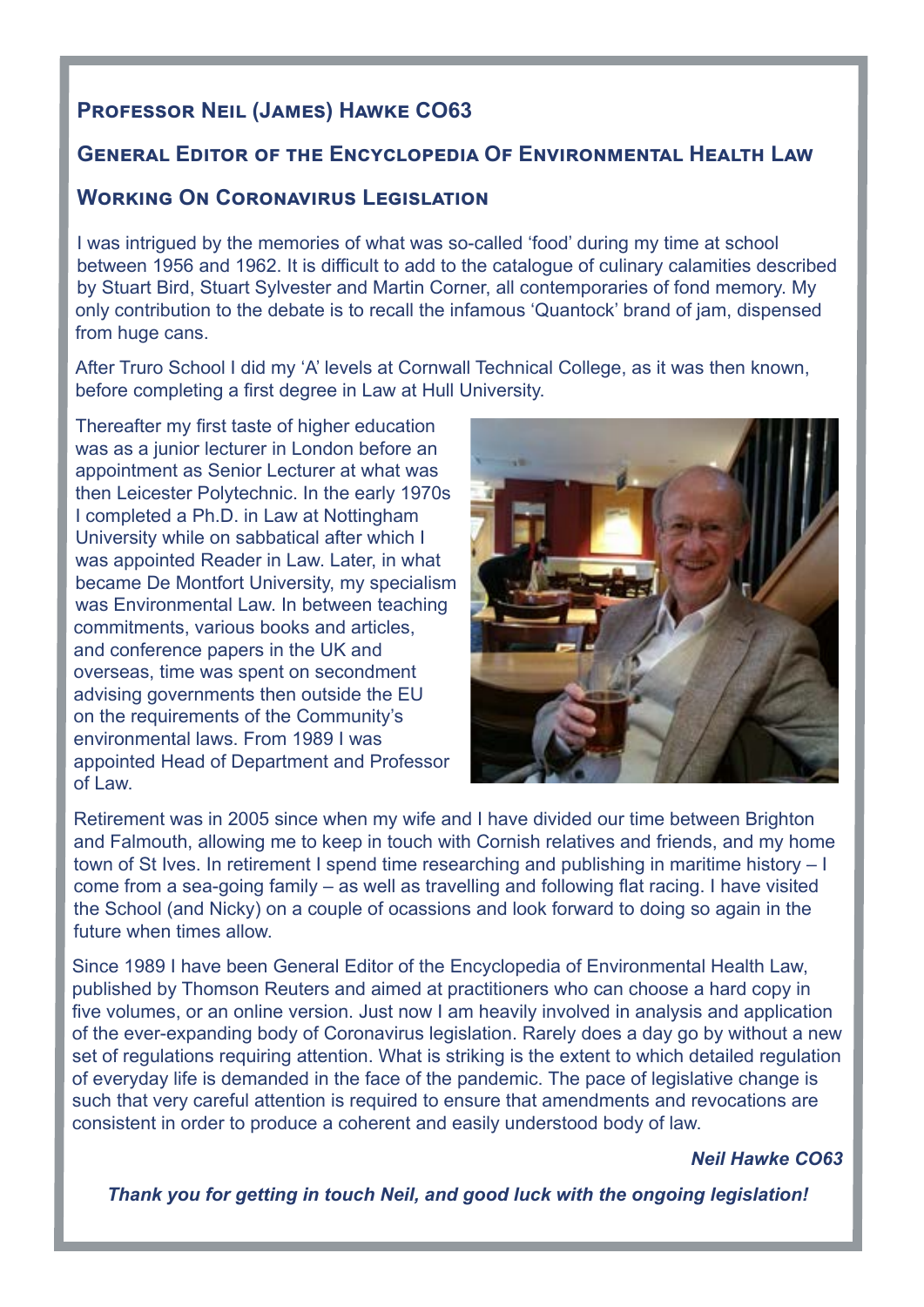## Professor Neil (James) Hawke CO63

## General Editor of the Encyclopedia Of Environmental Health Law

## Working On Coronavirus Legislation

I was intrigued by the memories of what was so-called 'food' during my time at school between 1956 and 1962. It is difficult to add to the catalogue of culinary calamities described by Stuart Bird, Stuart Sylvester and Martin Corner, all contemporaries of fond memory. My only contribution to the debate is to recall the infamous 'Quantock' brand of jam, dispensed from huge cans.

After Truro School I did my 'A' levels at Cornwall Technical College, as it was then known, before completing a first degree in Law at Hull University.

Thereafter my first taste of higher education was as a junior lecturer in London before an appointment as Senior Lecturer at what was then Leicester Polytechnic. In the early 1970s I completed a Ph.D. in Law at Nottingham University while on sabbatical after which I was appointed Reader in Law. Later, in what became De Montfort University, my specialism was Environmental Law. In between teaching commitments, various books and articles, and conference papers in the UK and overseas, time was spent on secondment advising governments then outside the EU on the requirements of the Community's environmental laws. From 1989 I was appointed Head of Department and Professor of Law.

Retirement was in 2005 since when my wife and I have divided our time between Brighton and Falmouth, allowing me to keep in touch with Cornish relatives and friends, and my home town of St Ives. In retirement I spend time researching and publishing in maritime history – I come from a sea-going family – as well as travelling and following flat racing. I have visited the School (and Nicky) on a couple of ocassions and look forward to doing so again in the future when times allow.

Since 1989 I have been General Editor of the Encyclopedia of Environmental Health Law, published by Thomson Reuters and aimed at practitioners who can choose a hard copy in five volumes, or an online version. Just now I am heavily involved in analysis and application of the ever-expanding body of Coronavirus legislation. Rarely does a day go by without a new set of regulations requiring attention. What is striking is the extent to which detailed regulation of everyday life is demanded in the face of the pandemic. The pace of legislative change is such that very careful attention is required to ensure that amendments and revocations are consistent in order to produce a coherent and easily understood body of law.

***Neil Hawke CO63***

***Thank you for getting in touch Neil, and good luck with the ongoing legislation!***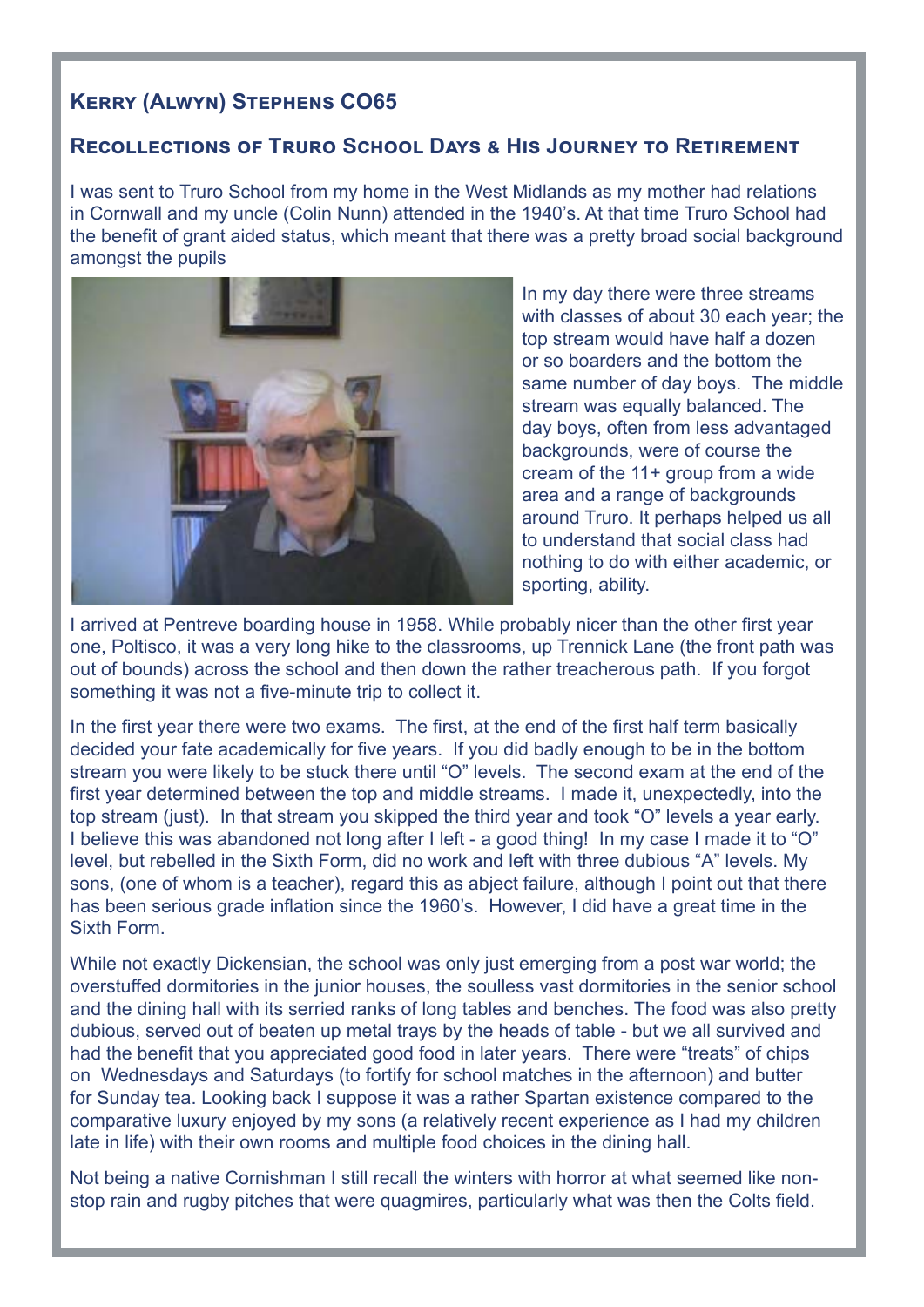## Kerry (Alwyn) Stephens CO65

### Recollections of Truro School Days & His Journey to Retirement

I was sent to Truro School from my home in the West Midlands as my mother had relations in Cornwall and my uncle (Colin Nunn) attended in the 1940's. At that time Truro School had the benefit of grant aided status, which meant that there was a pretty broad social background amongst the pupils

In my day there were three streams with classes of about 30 each year; the top stream would have half a dozen or so boarders and the bottom the same number of day boys. The middle stream was equally balanced. The day boys, often from less advantaged backgrounds, were of course the cream of the 11+ group from a wide area and a range of backgrounds around Truro. It perhaps helped us all to understand that social class had nothing to do with either academic, or sporting, ability.

I arrived at Pentreve boarding house in 1958. While probably nicer than the other first year one, Poltisco, it was a very long hike to the classrooms, up Trennick Lane (the front path was out of bounds) across the school and then down the rather treacherous path. If you forgot something it was not a five-minute trip to collect it.

In the first year there were two exams. The first, at the end of the first half term basically decided your fate academically for five years. If you did badly enough to be in the bottom stream you were likely to be stuck there until "O" levels. The second exam at the end of the first year determined between the top and middle streams. I made it, unexpectedly, into the top stream (just). In that stream you skipped the third year and took "O" levels a year early. I believe this was abandoned not long after I left - a good thing! In my case I made it to "O" level, but rebelled in the Sixth Form, did no work and left with three dubious "A" levels. My sons, (one of whom is a teacher), regard this as abject failure, although I point out that there has been serious grade inflation since the 1960's. However, I did have a great time in the Sixth Form.

While not exactly Dickensian, the school was only just emerging from a post war world; the overstuffed dormitories in the junior houses, the soulless vast dormitories in the senior school and the dining hall with its serried ranks of long tables and benches. The food was also pretty dubious, served out of beaten up metal trays by the heads of table - but we all survived and had the benefit that you appreciated good food in later years. There were "treats" of chips on Wednesdays and Saturdays (to fortify for school matches in the afternoon) and butter for Sunday tea. Looking back I suppose it was a rather Spartan existence compared to the comparative luxury enjoyed by my sons (a relatively recent experience as I had my children late in life) with their own rooms and multiple food choices in the dining hall.

Not being a native Cornishman I still recall the winters with horror at what seemed like non-stop rain and rugby pitches that were quagmires, particularly what was then the Colts field.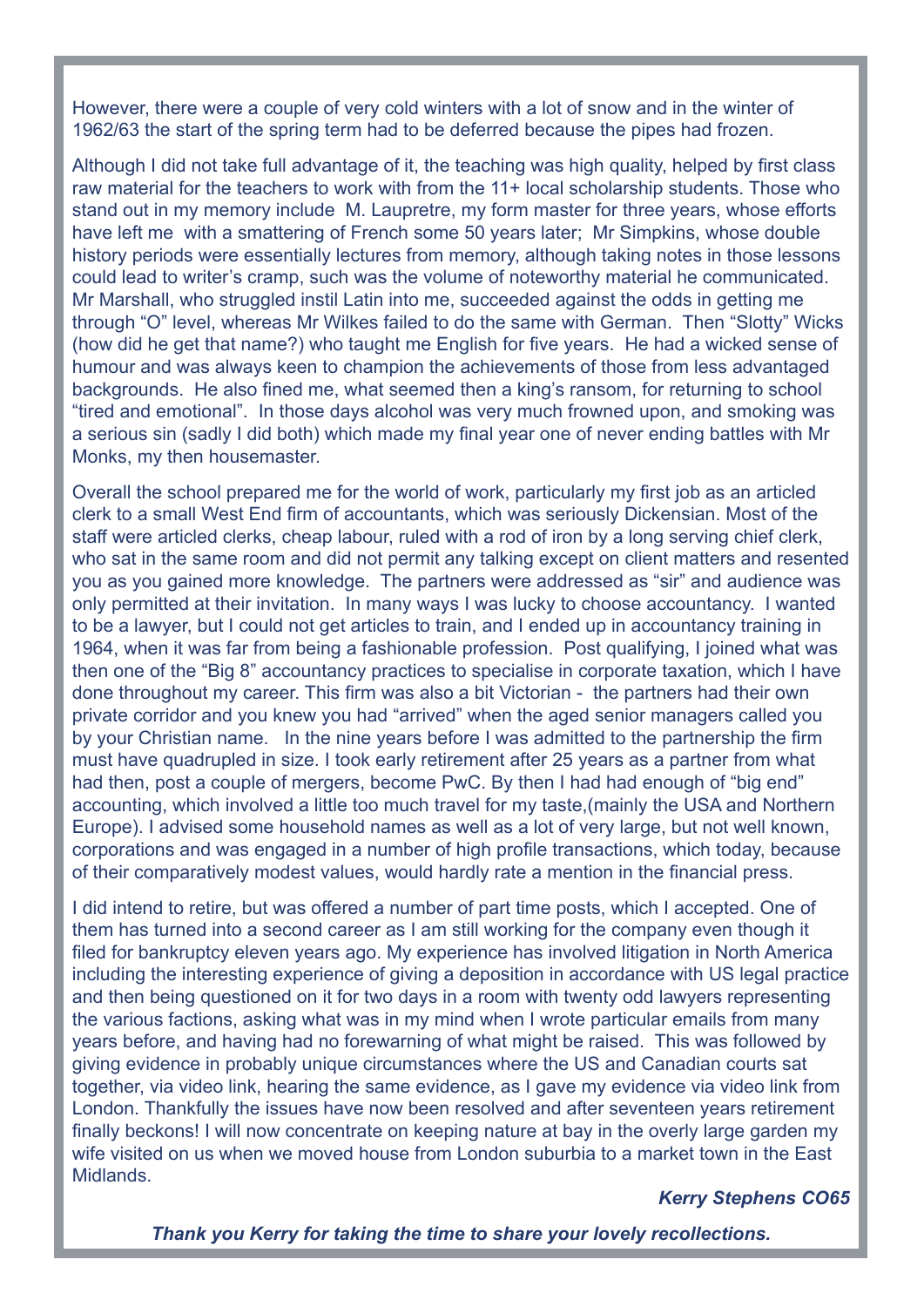However, there were a couple of very cold winters with a lot of snow and in the winter of 1962/63 the start of the spring term had to be deferred because the pipes had frozen.

Although I did not take full advantage of it, the teaching was high quality, helped by first class raw material for the teachers to work with from the 11+ local scholarship students. Those who stand out in my memory include M. Laupretre, my form master for three years, whose efforts have left me with a smattering of French some 50 years later; Mr Simpkins, whose double history periods were essentially lectures from memory, although taking notes in those lessons could lead to writer's cramp, such was the volume of noteworthy material he communicated. Mr Marshall, who struggled instil Latin into me, succeeded against the odds in getting me through "O" level, whereas Mr Wilkes failed to do the same with German. Then "Slotty" Wicks (how did he get that name?) who taught me English for five years. He had a wicked sense of humour and was always keen to champion the achievements of those from less advantaged backgrounds. He also fined me, what seemed then a king's ransom, for returning to school "tired and emotional". In those days alcohol was very much frowned upon, and smoking was a serious sin (sadly I did both) which made my final year one of never ending battles with Mr Monks, my then housemaster.

Overall the school prepared me for the world of work, particularly my first job as an articled clerk to a small West End firm of accountants, which was seriously Dickensian. Most of the staff were articled clerks, cheap labour, ruled with a rod of iron by a long serving chief clerk, who sat in the same room and did not permit any talking except on client matters and resented you as you gained more knowledge. The partners were addressed as "sir" and audience was only permitted at their invitation. In many ways I was lucky to choose accountancy. I wanted to be a lawyer, but I could not get articles to train, and I ended up in accountancy training in 1964, when it was far from being a fashionable profession. Post qualifying, I joined what was then one of the "Big 8" accountancy practices to specialise in corporate taxation, which I have done throughout my career. This firm was also a bit Victorian - the partners had their own private corridor and you knew you had "arrived" when the aged senior managers called you by your Christian name. In the nine years before I was admitted to the partnership the firm must have quadrupled in size. I took early retirement after 25 years as a partner from what had then, post a couple of mergers, become PwC. By then I had had enough of "big end" accounting, which involved a little too much travel for my taste,(mainly the USA and Northern Europe). I advised some household names as well as a lot of very large, but not well known, corporations and was engaged in a number of high profile transactions, which today, because of their comparatively modest values, would hardly rate a mention in the financial press.

I did intend to retire, but was offered a number of part time posts, which I accepted. One of them has turned into a second career as I am still working for the company even though it filed for bankruptcy eleven years ago. My experience has involved litigation in North America including the interesting experience of giving a deposition in accordance with US legal practice and then being questioned on it for two days in a room with twenty odd lawyers representing the various factions, asking what was in my mind when I wrote particular emails from many years before, and having had no forewarning of what might be raised. This was followed by giving evidence in probably unique circumstances where the US and Canadian courts sat together, via video link, hearing the same evidence, as I gave my evidence via video link from London. Thankfully the issues have now been resolved and after seventeen years retirement finally beckons! I will now concentrate on keeping nature at bay in the overly large garden my wife visited on us when we moved house from London suburbia to a market town in the East Midlands.

***Kerry Stephens CO65***

***Thank you Kerry for taking the time to share your lovely recollections.***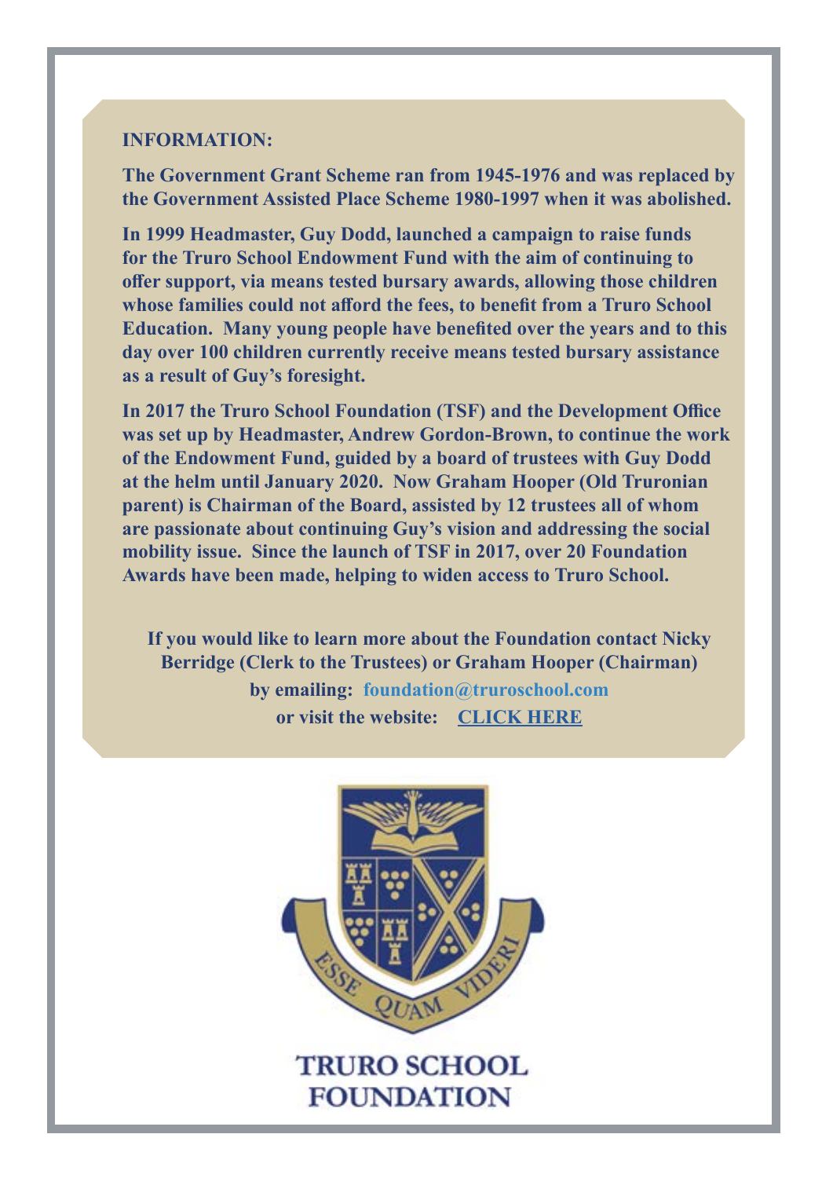**INFORMATION:**

**The Government Grant Scheme ran from 1945-1976 and was replaced by the Government Assisted Place Scheme 1980-1997 when it was abolished.**

**In 1999 Headmaster, Guy Dodd, launched a campaign to raise funds for the Truro School Endowment Fund with the aim of continuing to offer support, via means tested bursary awards, allowing those children whose families could not afford the fees, to benefit from a Truro School Education. Many young people have benefited over the years and to this day over 100 children currently receive means tested bursary assistance as a result of Guy's foresight.**

**In 2017 the Truro School Foundation (TSF) and the Development Office was set up by Headmaster, Andrew Gordon-Brown, to continue the work of the Endowment Fund, guided by a board of trustees with Guy Dodd at the helm until January 2020. Now Graham Hooper (Old Truronian parent) is Chairman of the Board, assisted by 12 trustees all of whom are passionate about continuing Guy's vision and addressing the social mobility issue. Since the launch of TSF in 2017, over 20 Foundation Awards have been made, helping to widen access to Truro School.**

**If you would like to learn more about the Foundation contact Nicky Berridge (Clerk to the Trustees) or Graham Hooper (Chairman) by emailing: foundation@truroschool.com or visit the website: CLICK HERE**

ESSE QUAM VIDERI

TRURO SCHOOL FOUNDATION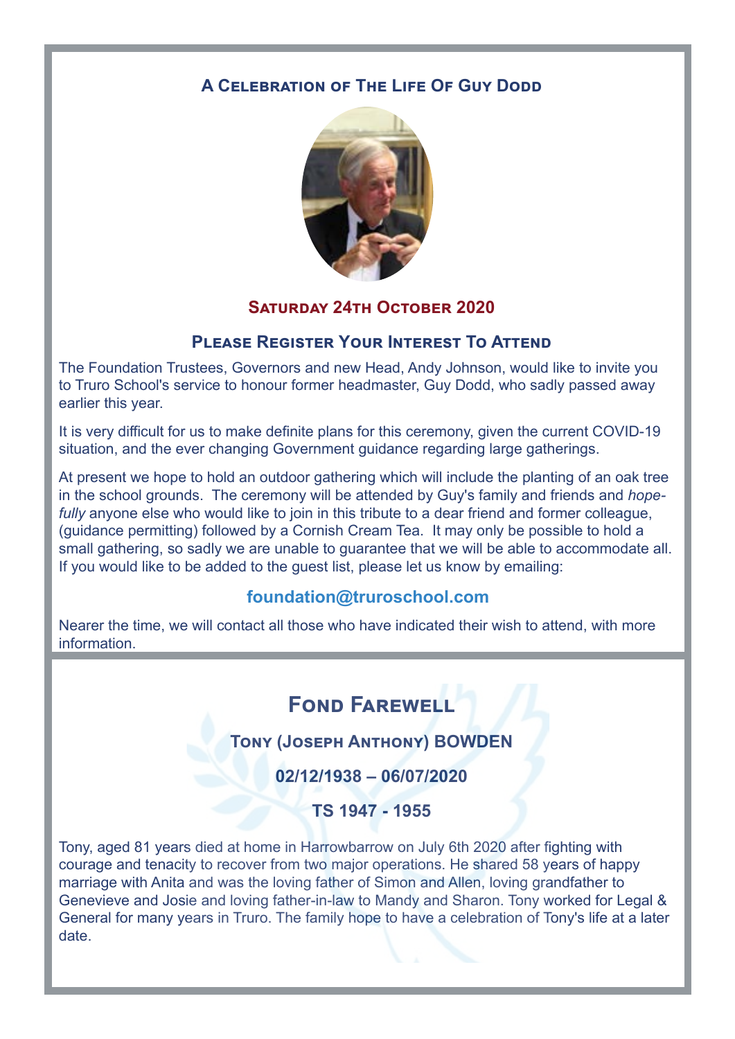## A Celebration of The Life Of Guy Dodd

### Saturday 24th October 2020

### Please Register Your Interest To Attend

The Foundation Trustees, Governors and new Head, Andy Johnson, would like to invite you to Truro School's service to honour former headmaster, Guy Dodd, who sadly passed away earlier this year.

It is very difficult for us to make definite plans for this ceremony, given the current COVID-19 situation, and the ever changing Government guidance regarding large gatherings.

At present we hope to hold an outdoor gathering which will include the planting of an oak tree in the school grounds. The ceremony will be attended by Guy's family and friends and *hopefully* anyone else who would like to join in this tribute to a dear friend and former colleague, (guidance permitting) followed by a Cornish Cream Tea. It may only be possible to hold a small gathering, so sadly we are unable to guarantee that we will be able to accommodate all. If you would like to be added to the guest list, please let us know by emailing:

**foundation@truroschool.com**

Nearer the time, we will contact all those who have indicated their wish to attend, with more information.

## Fond Farewell

### Tony (Joseph Anthony) BOWDEN

### 02/12/1938 – 06/07/2020

### TS 1947 - 1955

Tony, aged 81 years died at home in Harrowbarrow on July 6th 2020 after fighting with courage and tenacity to recover from two major operations. He shared 58 years of happy marriage with Anita and was the loving father of Simon and Allen, loving grandfather to Genevieve and Josie and loving father-in-law to Mandy and Sharon. Tony worked for Legal & General for many years in Truro. The family hope to have a celebration of Tony's life at a later date.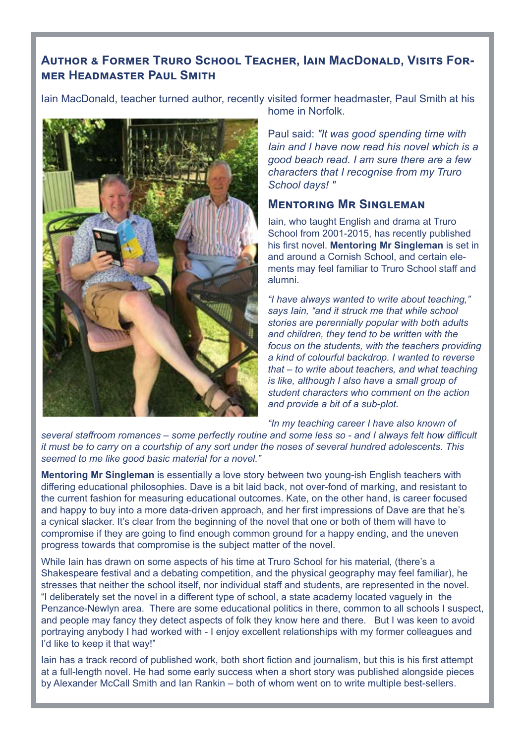## Author & Former Truro School Teacher, Iain MacDonald, Visits Former Headmaster Paul Smith

Iain MacDonald, teacher turned author, recently visited former headmaster, Paul Smith at his home in Norfolk.

Paul said: *"It was good spending time with Iain and I have now read his novel which is a good beach read. I am sure there are a few characters that I recognise from my Truro School days! "*

### Mentoring Mr Singleman

Iain, who taught English and drama at Truro School from 2001-2015, has recently published his first novel. **Mentoring Mr Singleman** is set in and around a Cornish School, and certain elements may feel familiar to Truro School staff and alumni.

*"I have always wanted to write about teaching," says Iain, "and it struck me that while school stories are perennially popular with both adults and children, they tend to be written with the focus on the students, with the teachers providing a kind of colourful backdrop. I wanted to reverse that – to write about teachers, and what teaching is like, although I also have a small group of student characters who comment on the action and provide a bit of a sub-plot.*

*"In my teaching career I have also known of several staffroom romances – some perfectly routine and some less so - and I always felt how difficult it must be to carry on a courtship of any sort under the noses of several hundred adolescents. This seemed to me like good basic material for a novel."*

**Mentoring Mr Singleman** is essentially a love story between two young-ish English teachers with differing educational philosophies. Dave is a bit laid back, not over-fond of marking, and resistant to the current fashion for measuring educational outcomes. Kate, on the other hand, is career focused and happy to buy into a more data-driven approach, and her first impressions of Dave are that he's a cynical slacker. It's clear from the beginning of the novel that one or both of them will have to compromise if they are going to find enough common ground for a happy ending, and the uneven progress towards that compromise is the subject matter of the novel.

While Iain has drawn on some aspects of his time at Truro School for his material, (there's a Shakespeare festival and a debating competition, and the physical geography may feel familiar), he stresses that neither the school itself, nor individual staff and students, are represented in the novel. "I deliberately set the novel in a different type of school, a state academy located vaguely in the Penzance-Newlyn area. There are some educational politics in there, common to all schools I suspect, and people may fancy they detect aspects of folk they know here and there. But I was keen to avoid portraying anybody I had worked with - I enjoy excellent relationships with my former colleagues and I'd like to keep it that way!"

Iain has a track record of published work, both short fiction and journalism, but this is his first attempt at a full-length novel. He had some early success when a short story was published alongside pieces by Alexander McCall Smith and Ian Rankin – both of whom went on to write multiple best-sellers.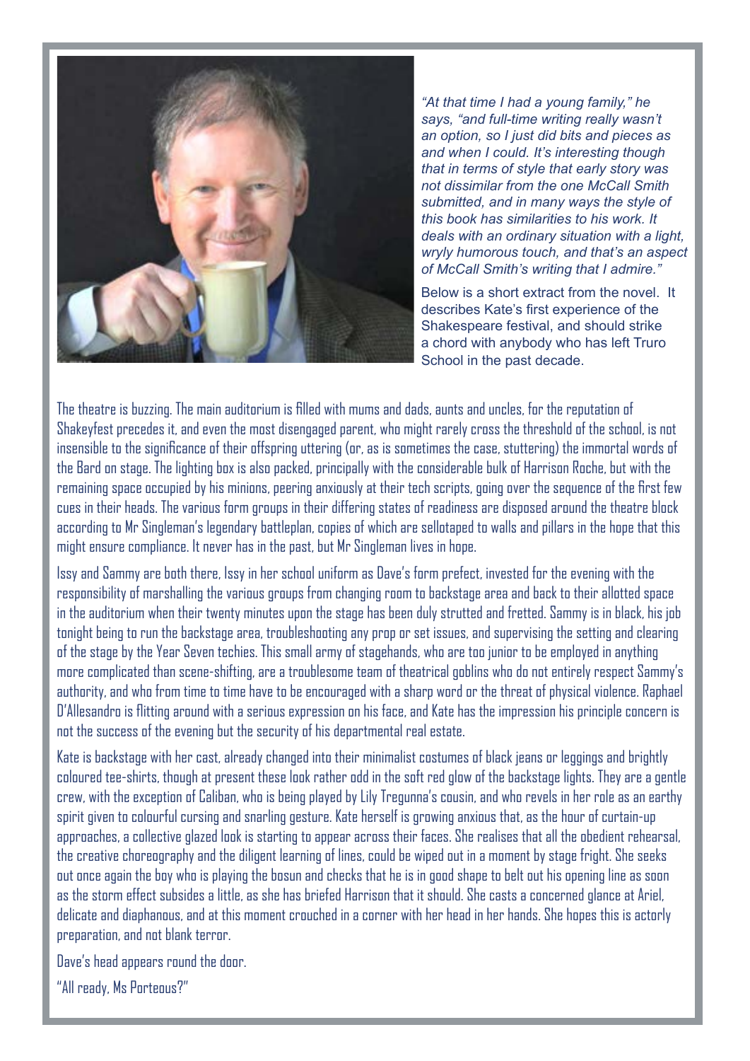*"At that time I had a young family," he says, "and full-time writing really wasn't an option, so I just did bits and pieces as and when I could. It's interesting though that in terms of style that early story was not dissimilar from the one McCall Smith submitted, and in many ways the style of this book has similarities to his work. It deals with an ordinary situation with a light, wryly humorous touch, and that's an aspect of McCall Smith's writing that I admire."*

Below is a short extract from the novel. It describes Kate's first experience of the Shakespeare festival, and should strike a chord with anybody who has left Truro School in the past decade.

The theatre is buzzing. The main auditorium is filled with mums and dads, aunts and uncles, for the reputation of Shakeyfest precedes it, and even the most disengaged parent, who might rarely cross the threshold of the school, is not insensible to the significance of their offspring uttering (or, as is sometimes the case, stuttering) the immortal words of the Bard on stage. The lighting box is also packed, principally with the considerable bulk of Harrison Roche, but with the remaining space occupied by his minions, peering anxiously at their tech scripts, going over the sequence of the first few cues in their heads. The various form groups in their differing states of readiness are disposed around the theatre block according to Mr Singleman's legendary battleplan, copies of which are sellotaped to walls and pillars in the hope that this might ensure compliance. It never has in the past, but Mr Singleman lives in hope.

Issy and Sammy are both there, Issy in her school uniform as Dave's form prefect, invested for the evening with the responsibility of marshalling the various groups from changing room to backstage area and back to their allotted space in the auditorium when their twenty minutes upon the stage has been duly strutted and fretted. Sammy is in black, his job tonight being to run the backstage area, troubleshooting any prop or set issues, and supervising the setting and clearing of the stage by the Year Seven techies. This small army of stagehands, who are too junior to be employed in anything more complicated than scene-shifting, are a troublesome team of theatrical goblins who do not entirely respect Sammy's authority, and who from time to time have to be encouraged with a sharp word or the threat of physical violence. Raphael D'Allesandro is flitting around with a serious expression on his face, and Kate has the impression his principle concern is not the success of the evening but the security of his departmental real estate.

Kate is backstage with her cast, already changed into their minimalist costumes of black jeans or leggings and brightly coloured tee-shirts, though at present these look rather odd in the soft red glow of the backstage lights. They are a gentle crew, with the exception of Caliban, who is being played by Lily Tregunna's cousin, and who revels in her role as an earthy spirit given to colourful cursing and snarling gesture. Kate herself is growing anxious that, as the hour of curtain-up approaches, a collective glazed look is starting to appear across their faces. She realises that all the obedient rehearsal, the creative choreography and the diligent learning of lines, could be wiped out in a moment by stage fright. She seeks out once again the boy who is playing the bosun and checks that he is in good shape to belt out his opening line as soon as the storm effect subsides a little, as she has briefed Harrison that it should. She casts a concerned glance at Ariel, delicate and diaphanous, and at this moment crouched in a corner with her head in her hands. She hopes this is actorly preparation, and not blank terror.

Dave's head appears round the door.

"All ready, Ms Porteous?"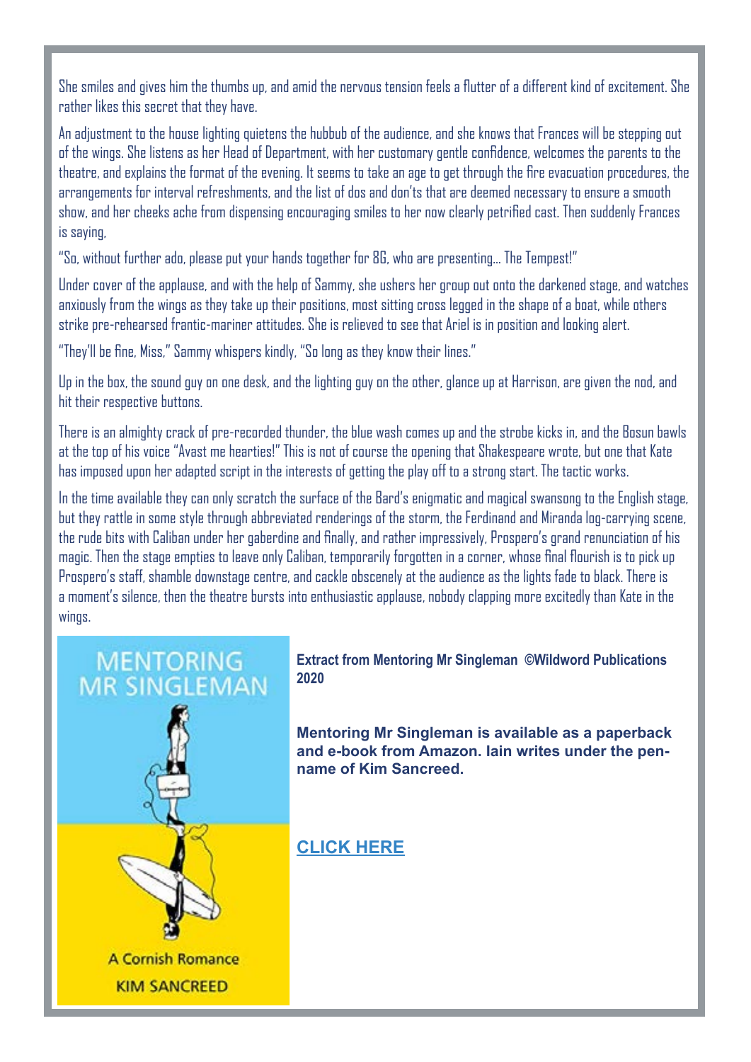She smiles and gives him the thumbs up, and amid the nervous tension feels a flutter of a different kind of excitement. She rather likes this secret that they have.

An adjustment to the house lighting quietens the hubbub of the audience, and she knows that Frances will be stepping out of the wings. She listens as her Head of Department, with her customary gentle confidence, welcomes the parents to the theatre, and explains the format of the evening. It seems to take an age to get through the fire evacuation procedures, the arrangements for interval refreshments, and the list of dos and don'ts that are deemed necessary to ensure a smooth show, and her cheeks ache from dispensing encouraging smiles to her now clearly petrified cast. Then suddenly Frances is saying,

"So, without further ado, please put your hands together for 8G, who are presenting… The Tempest!"

Under cover of the applause, and with the help of Sammy, she ushers her group out onto the darkened stage, and watches anxiously from the wings as they take up their positions, most sitting cross legged in the shape of a boat, while others strike pre-rehearsed frantic-mariner attitudes. She is relieved to see that Ariel is in position and looking alert.

"They'll be fine, Miss," Sammy whispers kindly, "So long as they know their lines."

Up in the box, the sound guy on one desk, and the lighting guy on the other, glance up at Harrison, are given the nod, and hit their respective buttons.

There is an almighty crack of pre-recorded thunder, the blue wash comes up and the strobe kicks in, and the Bosun bawls at the top of his voice "Avast me hearties!" This is not of course the opening that Shakespeare wrote, but one that Kate has imposed upon her adapted script in the interests of getting the play off to a strong start. The tactic works.

In the time available they can only scratch the surface of the Bard's enigmatic and magical swansong to the English stage, but they rattle in some style through abbreviated renderings of the storm, the Ferdinand and Miranda log-carrying scene, the rude bits with Caliban under her gaberdine and finally, and rather impressively, Prospero's grand renunciation of his magic. Then the stage empties to leave only Caliban, temporarily forgotten in a corner, whose final flourish is to pick up Prospero's staff, shamble downstage centre, and cackle obscenely at the audience as the lights fade to black. There is a moment's silence, then the theatre bursts into enthusiastic applause, nobody clapping more excitedly than Kate in the wings.

MENTORING MR SINGLEMAN

A Cornish Romance

KIM SANCREED

**Extract from Mentoring Mr Singleman ©Wildword Publications 2020**

**Mentoring Mr Singleman is available as a paperback and e-book from Amazon. Iain writes under the pen-name of Kim Sancreed.**

**CLICK HERE**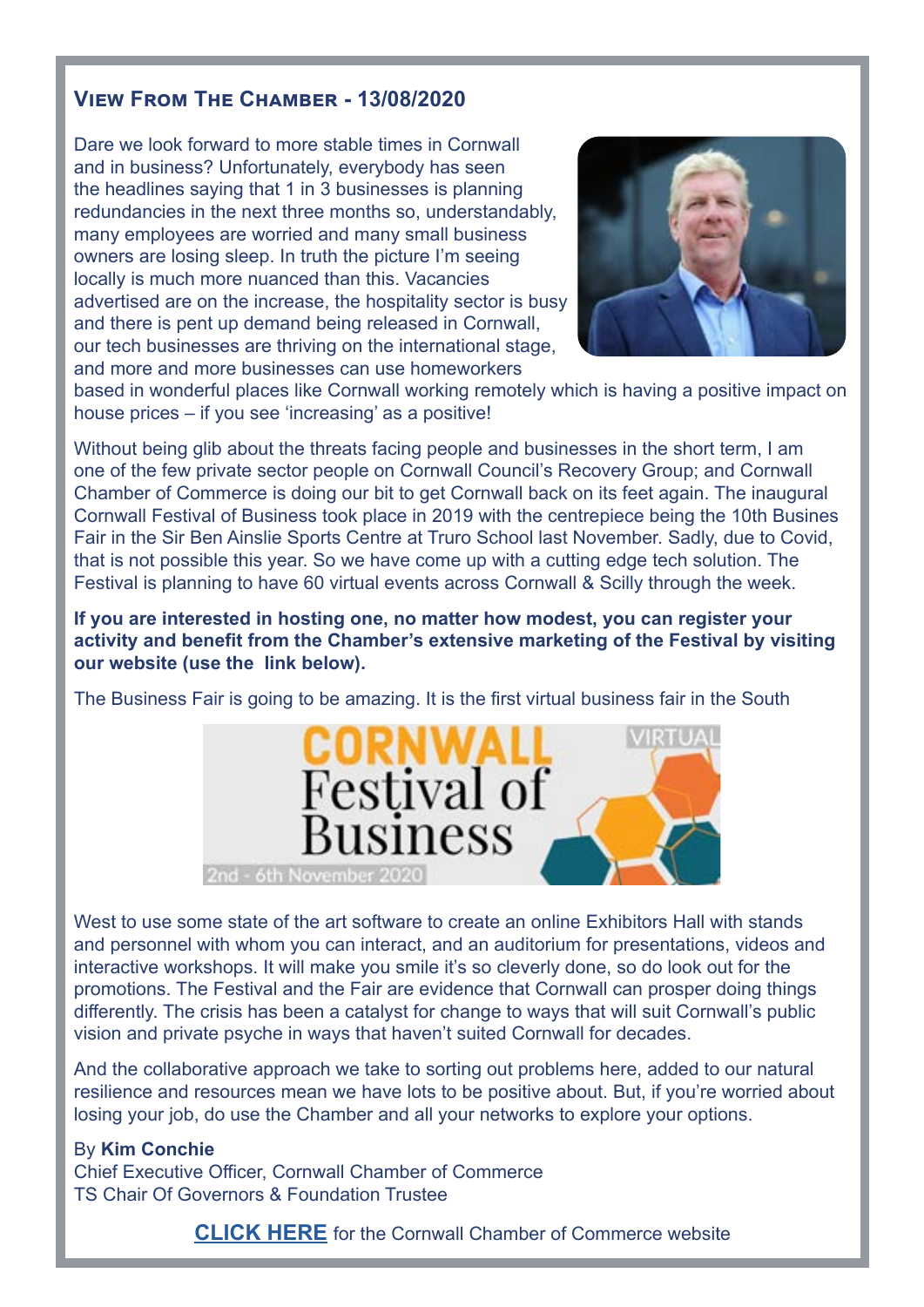## View From The Chamber - 13/08/2020

Dare we look forward to more stable times in Cornwall and in business? Unfortunately, everybody has seen the headlines saying that 1 in 3 businesses is planning redundancies in the next three months so, understandably, many employees are worried and many small business owners are losing sleep. In truth the picture I'm seeing locally is much more nuanced than this. Vacancies advertised are on the increase, the hospitality sector is busy and there is pent up demand being released in Cornwall, our tech businesses are thriving on the international stage, and more and more businesses can use homeworkers based in wonderful places like Cornwall working remotely which is having a positive impact on house prices – if you see 'increasing' as a positive!

Without being glib about the threats facing people and businesses in the short term, I am one of the few private sector people on Cornwall Council's Recovery Group; and Cornwall Chamber of Commerce is doing our bit to get Cornwall back on its feet again. The inaugural Cornwall Festival of Business took place in 2019 with the centrepiece being the 10th Busines Fair in the Sir Ben Ainslie Sports Centre at Truro School last November. Sadly, due to Covid, that is not possible this year. So we have come up with a cutting edge tech solution. The Festival is planning to have 60 virtual events across Cornwall & Scilly through the week.

**If you are interested in hosting one, no matter how modest, you can register your activity and benefit from the Chamber's extensive marketing of the Festival by visiting our website (use the link below).**

The Business Fair is going to be amazing. It is the first virtual business fair in the South West to use some state of the art software to create an online Exhibitors Hall with stands and personnel with whom you can interact, and an auditorium for presentations, videos and interactive workshops. It will make you smile it's so cleverly done, so do look out for the promotions. The Festival and the Fair are evidence that Cornwall can prosper doing things differently. The crisis has been a catalyst for change to ways that will suit Cornwall's public vision and private psyche in ways that haven't suited Cornwall for decades.

And the collaborative approach we take to sorting out problems here, added to our natural resilience and resources mean we have lots to be positive about. But, if you're worried about losing your job, do use the Chamber and all your networks to explore your options.

By **Kim Conchie**
Chief Executive Officer, Cornwall Chamber of Commerce
TS Chair Of Governors & Foundation Trustee

**CLICK HERE** for the Cornwall Chamber of Commerce website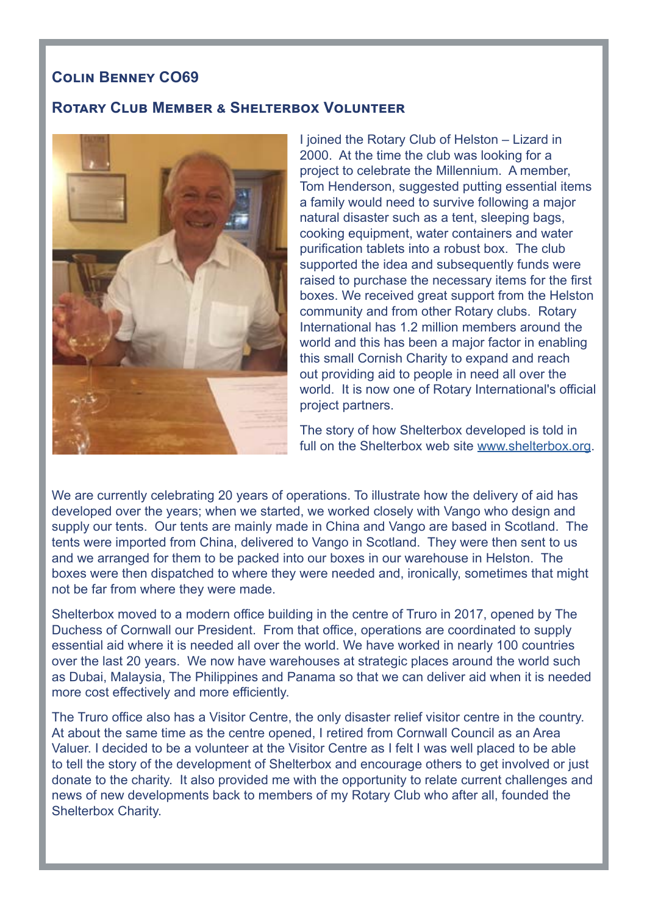## Colin Benney CO69

### Rotary Club Member & Shelterbox Volunteer

I joined the Rotary Club of Helston – Lizard in 2000. At the time the club was looking for a project to celebrate the Millennium. A member, Tom Henderson, suggested putting essential items a family would need to survive following a major natural disaster such as a tent, sleeping bags, cooking equipment, water containers and water purification tablets into a robust box. The club supported the idea and subsequently funds were raised to purchase the necessary items for the first boxes. We received great support from the Helston community and from other Rotary clubs. Rotary International has 1.2 million members around the world and this has been a major factor in enabling this small Cornish Charity to expand and reach out providing aid to people in need all over the world. It is now one of Rotary International's official project partners.

The story of how Shelterbox developed is told in full on the Shelterbox web site www.shelterbox.org.

We are currently celebrating 20 years of operations. To illustrate how the delivery of aid has developed over the years; when we started, we worked closely with Vango who design and supply our tents. Our tents are mainly made in China and Vango are based in Scotland. The tents were imported from China, delivered to Vango in Scotland. They were then sent to us and we arranged for them to be packed into our boxes in our warehouse in Helston. The boxes were then dispatched to where they were needed and, ironically, sometimes that might not be far from where they were made.

Shelterbox moved to a modern office building in the centre of Truro in 2017, opened by The Duchess of Cornwall our President. From that office, operations are coordinated to supply essential aid where it is needed all over the world. We have worked in nearly 100 countries over the last 20 years. We now have warehouses at strategic places around the world such as Dubai, Malaysia, The Philippines and Panama so that we can deliver aid when it is needed more cost effectively and more efficiently.

The Truro office also has a Visitor Centre, the only disaster relief visitor centre in the country. At about the same time as the centre opened, I retired from Cornwall Council as an Area Valuer. I decided to be a volunteer at the Visitor Centre as I felt I was well placed to be able to tell the story of the development of Shelterbox and encourage others to get involved or just donate to the charity. It also provided me with the opportunity to relate current challenges and news of new developments back to members of my Rotary Club who after all, founded the Shelterbox Charity.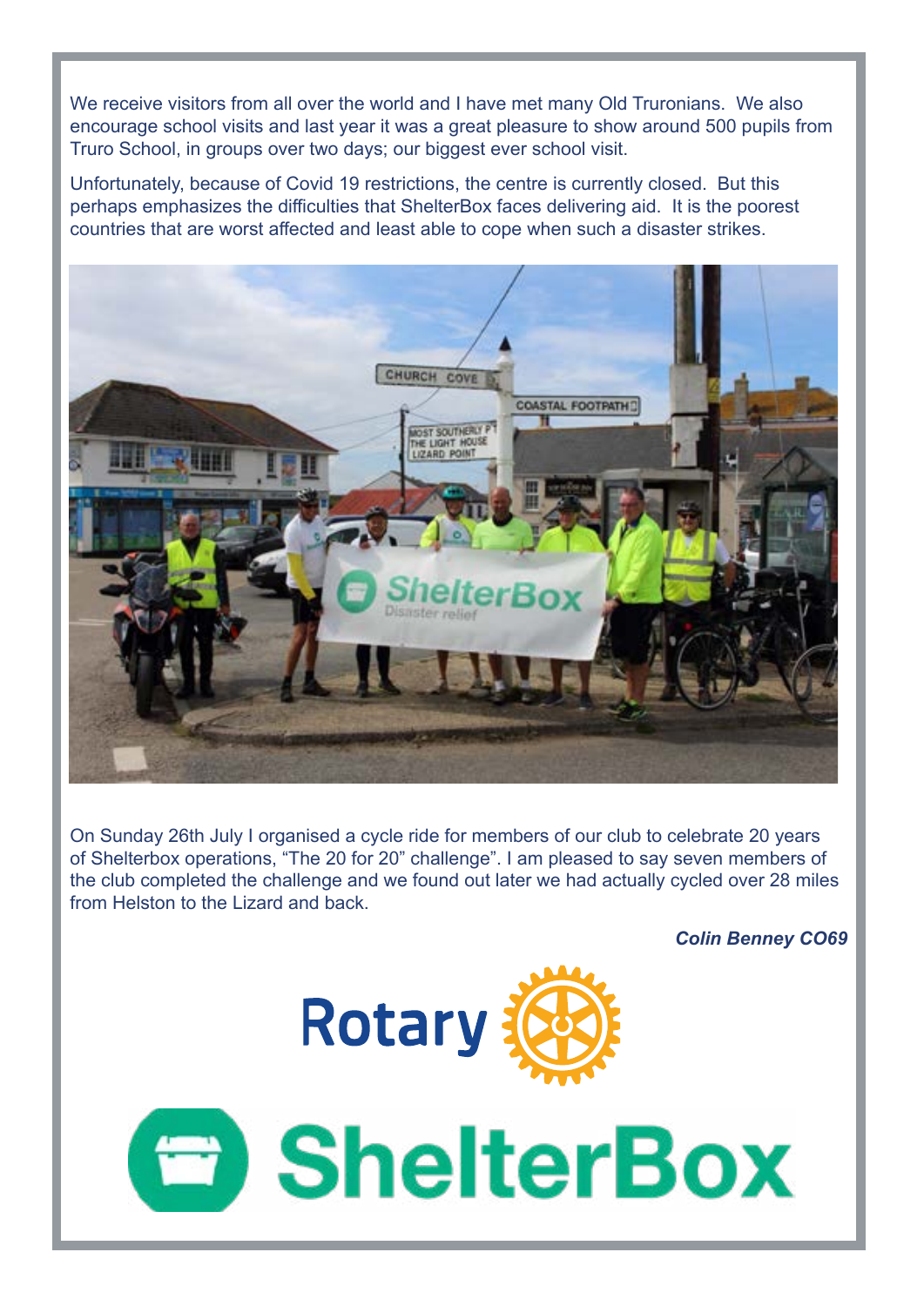We receive visitors from all over the world and I have met many Old Truronians. We also encourage school visits and last year it was a great pleasure to show around 500 pupils from Truro School, in groups over two days; our biggest ever school visit.

Unfortunately, because of Covid 19 restrictions, the centre is currently closed. But this perhaps emphasizes the difficulties that ShelterBox faces delivering aid. It is the poorest countries that are worst affected and least able to cope when such a disaster strikes.

On Sunday 26th July I organised a cycle ride for members of our club to celebrate 20 years of Shelterbox operations, "The 20 for 20" challenge". I am pleased to say seven members of the club completed the challenge and we found out later we had actually cycled over 28 miles from Helston to the Lizard and back.

***Colin Benney CO69***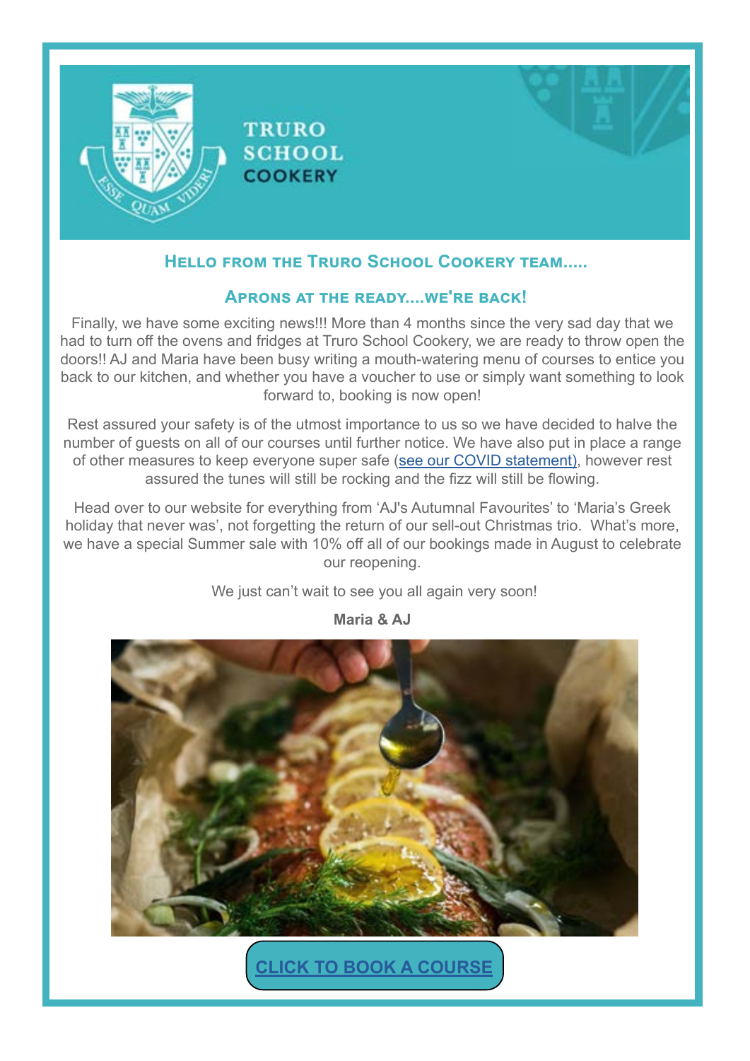TRURO SCHOOL COOKERY

## Hello from the Truro School Cookery team.....

## Aprons at the ready....we're back!

Finally, we have some exciting news!!! More than 4 months since the very sad day that we had to turn off the ovens and fridges at Truro School Cookery, we are ready to throw open the doors!! AJ and Maria have been busy writing a mouth-watering menu of courses to entice you back to our kitchen, and whether you have a voucher to use or simply want something to look forward to, booking is now open!

Rest assured your safety is of the utmost importance to us so we have decided to halve the number of guests on all of our courses until further notice. We have also put in place a range of other measures to keep everyone super safe (see our COVID statement), however rest assured the tunes will still be rocking and the fizz will still be flowing.

Head over to our website for everything from 'AJ's Autumnal Favourites' to 'Maria's Greek holiday that never was', not forgetting the return of our sell-out Christmas trio. What's more, we have a special Summer sale with 10% off all of our bookings made in August to celebrate our reopening.

We just can't wait to see you all again very soon!

**Maria & AJ**

**CLICK TO BOOK A COURSE**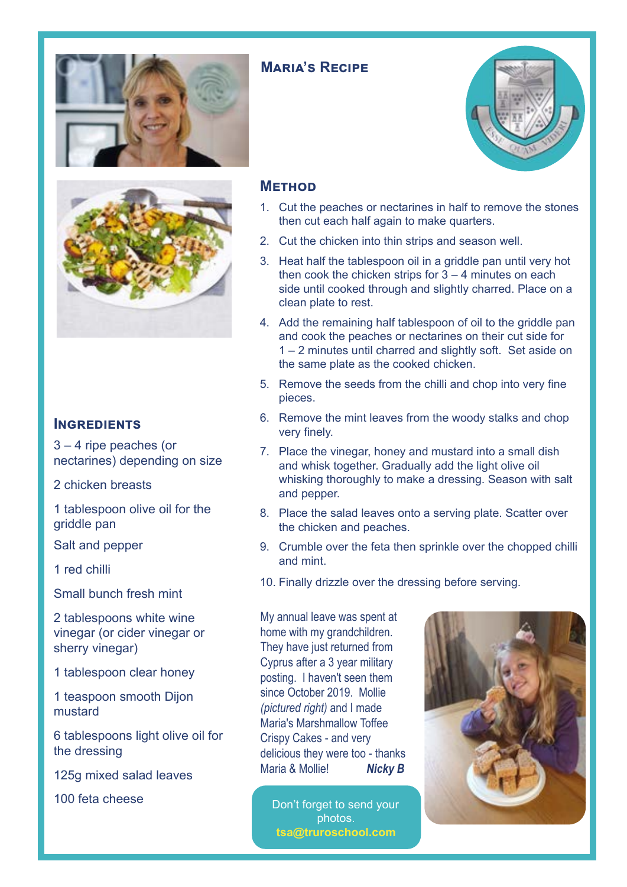## Maria's Recipe

### Ingredients

3 – 4 ripe peaches (or nectarines) depending on size

2 chicken breasts

1 tablespoon olive oil for the griddle pan

Salt and pepper

1 red chilli

Small bunch fresh mint

2 tablespoons white wine vinegar (or cider vinegar or sherry vinegar)

1 tablespoon clear honey

1 teaspoon smooth Dijon mustard

6 tablespoons light olive oil for the dressing

125g mixed salad leaves

100 feta cheese

### Method

1. Cut the peaches or nectarines in half to remove the stones then cut each half again to make quarters.
2. Cut the chicken into thin strips and season well.
3. Heat half the tablespoon oil in a griddle pan until very hot then cook the chicken strips for 3 – 4 minutes on each side until cooked through and slightly charred. Place on a clean plate to rest.
4. Add the remaining half tablespoon of oil to the griddle pan and cook the peaches or nectarines on their cut side for 1 – 2 minutes until charred and slightly soft. Set aside on the same plate as the cooked chicken.
5. Remove the seeds from the chilli and chop into very fine pieces.
6. Remove the mint leaves from the woody stalks and chop very finely.
7. Place the vinegar, honey and mustard into a small dish and whisk together. Gradually add the light olive oil whisking thoroughly to make a dressing. Season with salt and pepper.
8. Place the salad leaves onto a serving plate. Scatter over the chicken and peaches.
9. Crumble over the feta then sprinkle over the chopped chilli and mint.
10. Finally drizzle over the dressing before serving.

My annual leave was spent at home with my grandchildren. They have just returned from Cyprus after a 3 year military posting. I haven't seen them since October 2019. Mollie *(pictured right)* and I made Maria's Marshmallow Toffee Crispy Cakes - and very delicious they were too - thanks Maria & Mollie! ***Nicky B***

Don't forget to send your photos.
**tsa@truroschool.com**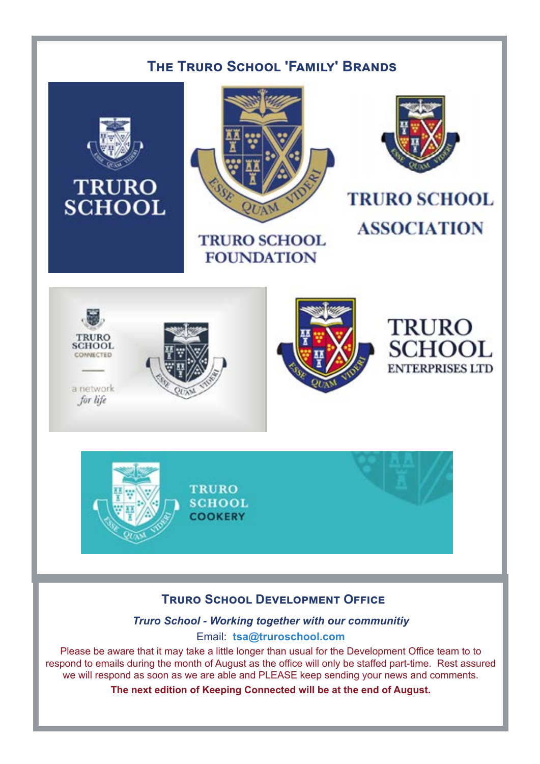## The Truro School 'Family' Brands

TRURO SCHOOL

TRURO SCHOOL FOUNDATION

TRURO SCHOOL ASSOCIATION

TRURO SCHOOL CONNECTED

a network for life

TRURO SCHOOL ENTERPRISES LTD

TRURO SCHOOL COOKERY

## Truro School Development Office

***Truro School - Working together with our communitiy***

Email: **tsa@truroschool.com**

Please be aware that it may take a little longer than usual for the Development Office team to to respond to emails during the month of August as the office will only be staffed part-time. Rest assured we will respond as soon as we are able and PLEASE keep sending your news and comments.

**The next edition of Keeping Connected will be at the end of August.**